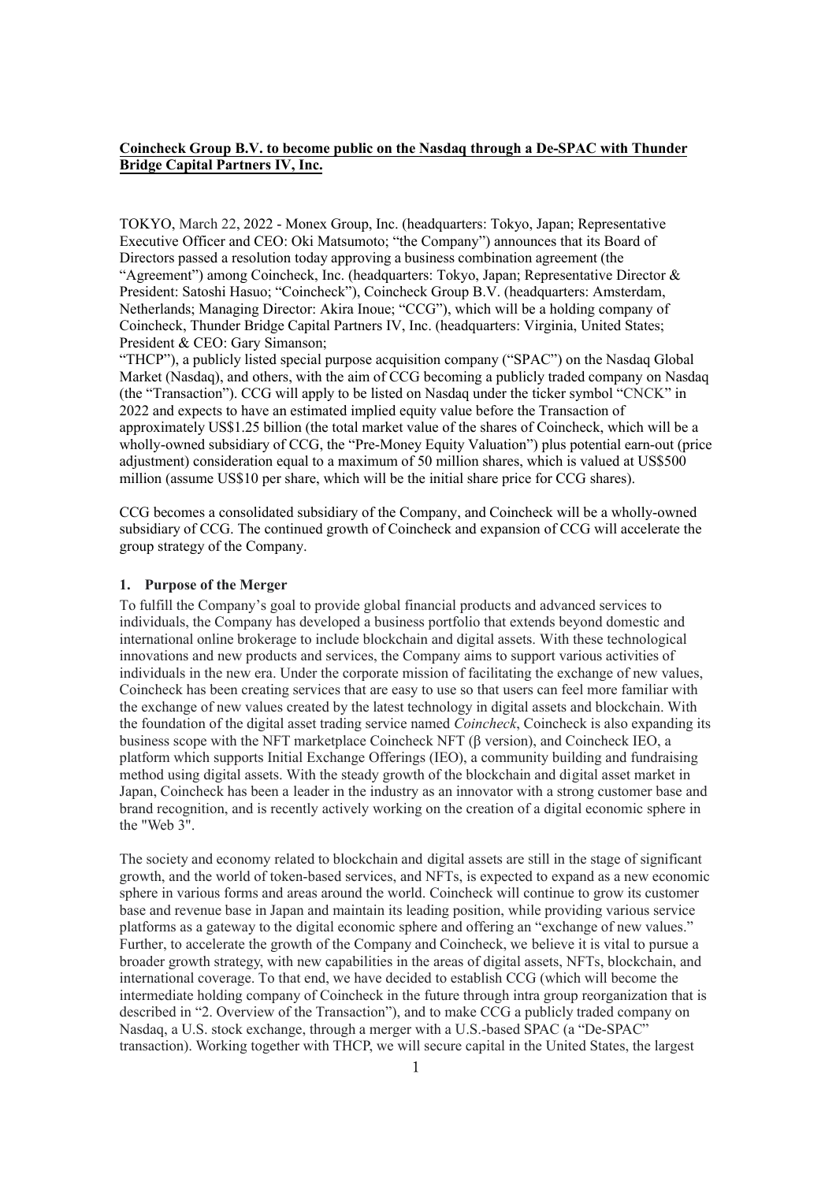**<u>Coincheck Group B.V. to become public on the Nasdaq through a De-SPAC with Thunder Bridge Capital Partners IV, Inc.</u>**

TOKYO, March 22, 2022 - Monex Group, Inc. (headquarters: Tokyo, Japan; Representative Executive Officer and CEO: Oki Matsumoto; "the Company") announces that its Board of Directors passed a resolution today approving a business combination agreement (the "Agreement") among Coincheck, Inc. (headquarters: Tokyo, Japan; Representative Director & President: Satoshi Hasuo; "Coincheck"), Coincheck Group B.V. (headquarters: Amsterdam, Netherlands; Managing Director: Akira Inoue; "CCG"), which will be a holding company of Coincheck, Thunder Bridge Capital Partners IV, Inc. (headquarters: Virginia, United States; President & CEO: Gary Simanson;
"THCP"), a publicly listed special purpose acquisition company ("SPAC") on the Nasdaq Global Market (Nasdaq), and others, with the aim of CCG becoming a publicly traded company on Nasdaq (the "Transaction"). CCG will apply to be listed on Nasdaq under the ticker symbol "CNCK" in 2022 and expects to have an estimated implied equity value before the Transaction of approximately US$1.25 billion (the total market value of the shares of Coincheck, which will be a wholly-owned subsidiary of CCG, the "Pre-Money Equity Valuation") plus potential earn-out (price adjustment) consideration equal to a maximum of 50 million shares, which is valued at US$500 million (assume US$10 per share, which will be the initial share price for CCG shares).

CCG becomes a consolidated subsidiary of the Company, and Coincheck will be a wholly-owned subsidiary of CCG. The continued growth of Coincheck and expansion of CCG will accelerate the group strategy of the Company.

### 1. Purpose of the Merger

To fulfill the Company's goal to provide global financial products and advanced services to individuals, the Company has developed a business portfolio that extends beyond domestic and international online brokerage to include blockchain and digital assets. With these technological innovations and new products and services, the Company aims to support various activities of individuals in the new era. Under the corporate mission of facilitating the exchange of new values, Coincheck has been creating services that are easy to use so that users can feel more familiar with the exchange of new values created by the latest technology in digital assets and blockchain. With the foundation of the digital asset trading service named *Coincheck*, Coincheck is also expanding its business scope with the NFT marketplace Coincheck NFT (β version), and Coincheck IEO, a platform which supports Initial Exchange Offerings (IEO), a community building and fundraising method using digital assets. With the steady growth of the blockchain and digital asset market in Japan, Coincheck has been a leader in the industry as an innovator with a strong customer base and brand recognition, and is recently actively working on the creation of a digital economic sphere in the "Web 3".

The society and economy related to blockchain and digital assets are still in the stage of significant growth, and the world of token-based services, and NFTs, is expected to expand as a new economic sphere in various forms and areas around the world. Coincheck will continue to grow its customer base and revenue base in Japan and maintain its leading position, while providing various service platforms as a gateway to the digital economic sphere and offering an "exchange of new values." Further, to accelerate the growth of the Company and Coincheck, we believe it is vital to pursue a broader growth strategy, with new capabilities in the areas of digital assets, NFTs, blockchain, and international coverage. To that end, we have decided to establish CCG (which will become the intermediate holding company of Coincheck in the future through intra group reorganization that is described in "2. Overview of the Transaction"), and to make CCG a publicly traded company on Nasdaq, a U.S. stock exchange, through a merger with a U.S.-based SPAC (a "De-SPAC" transaction). Working together with THCP, we will secure capital in the United States, the largest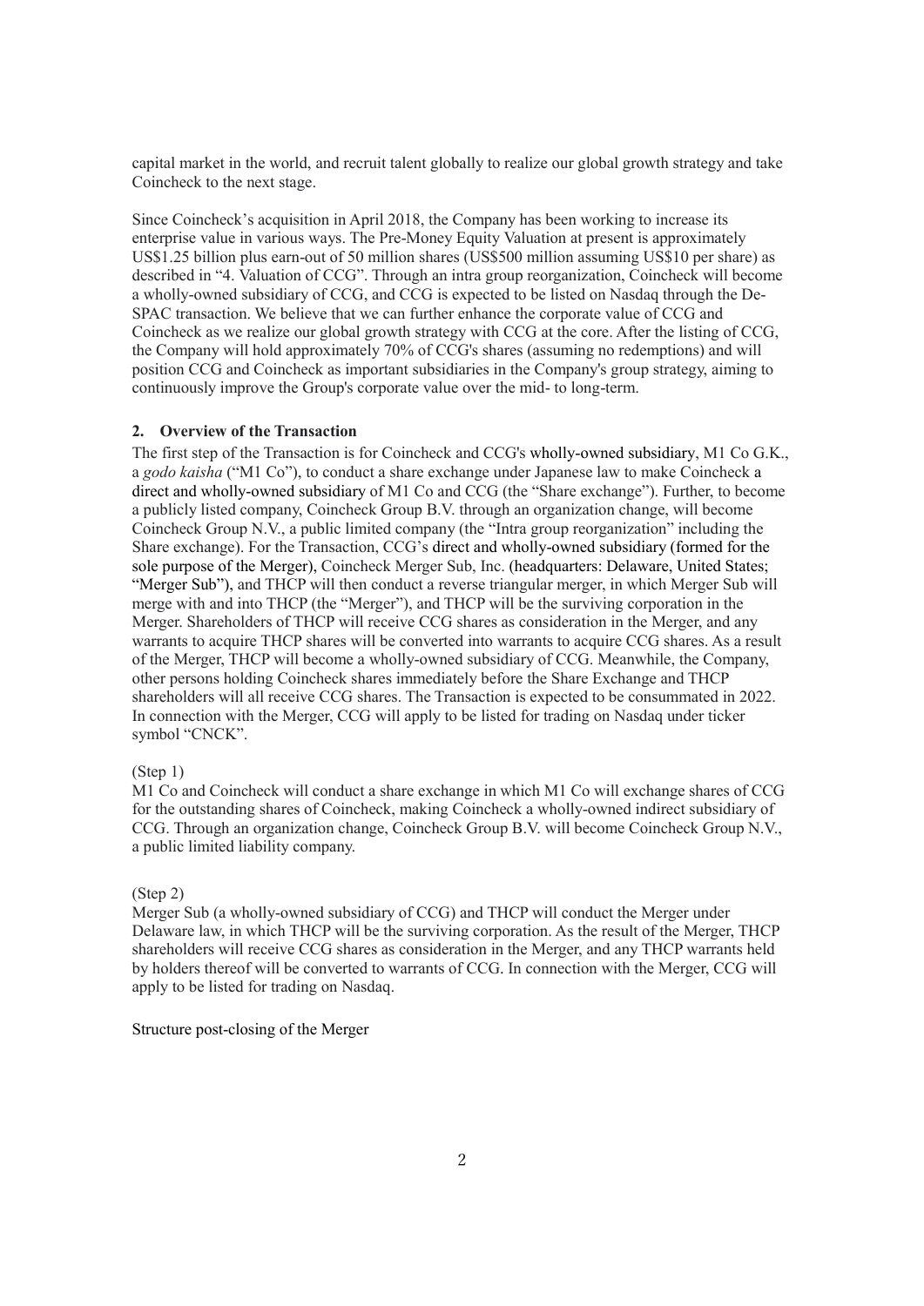capital market in the world, and recruit talent globally to realize our global growth strategy and take Coincheck to the next stage.

Since Coincheck's acquisition in April 2018, the Company has been working to increase its enterprise value in various ways. The Pre-Money Equity Valuation at present is approximately US$1.25 billion plus earn-out of 50 million shares (US$500 million assuming US$10 per share) as described in "4. Valuation of CCG". Through an intra group reorganization, Coincheck will become a wholly-owned subsidiary of CCG, and CCG is expected to be listed on Nasdaq through the De-SPAC transaction. We believe that we can further enhance the corporate value of CCG and Coincheck as we realize our global growth strategy with CCG at the core. After the listing of CCG, the Company will hold approximately 70% of CCG's shares (assuming no redemptions) and will position CCG and Coincheck as important subsidiaries in the Company's group strategy, aiming to continuously improve the Group's corporate value over the mid- to long-term.

## 2. Overview of the Transaction

The first step of the Transaction is for Coincheck and CCG's wholly-owned subsidiary, M1 Co G.K., a *godo kaisha* ("M1 Co"), to conduct a share exchange under Japanese law to make Coincheck a direct and wholly-owned subsidiary of M1 Co and CCG (the "Share exchange"). Further, to become a publicly listed company, Coincheck Group B.V. through an organization change, will become Coincheck Group N.V., a public limited company (the "Intra group reorganization" including the Share exchange). For the Transaction, CCG's direct and wholly-owned subsidiary (formed for the sole purpose of the Merger), Coincheck Merger Sub, Inc. (headquarters: Delaware, United States; "Merger Sub"), and THCP will then conduct a reverse triangular merger, in which Merger Sub will merge with and into THCP (the "Merger"), and THCP will be the surviving corporation in the Merger. Shareholders of THCP will receive CCG shares as consideration in the Merger, and any warrants to acquire THCP shares will be converted into warrants to acquire CCG shares. As a result of the Merger, THCP will become a wholly-owned subsidiary of CCG. Meanwhile, the Company, other persons holding Coincheck shares immediately before the Share Exchange and THCP shareholders will all receive CCG shares. The Transaction is expected to be consummated in 2022. In connection with the Merger, CCG will apply to be listed for trading on Nasdaq under ticker symbol "CNCK".

(Step 1)
M1 Co and Coincheck will conduct a share exchange in which M1 Co will exchange shares of CCG for the outstanding shares of Coincheck, making Coincheck a wholly-owned indirect subsidiary of CCG. Through an organization change, Coincheck Group B.V. will become Coincheck Group N.V., a public limited liability company.

(Step 2)
Merger Sub (a wholly-owned subsidiary of CCG) and THCP will conduct the Merger under Delaware law, in which THCP will be the surviving corporation. As the result of the Merger, THCP shareholders will receive CCG shares as consideration in the Merger, and any THCP warrants held by holders thereof will be converted to warrants of CCG. In connection with the Merger, CCG will apply to be listed for trading on Nasdaq.

Structure post-closing of the Merger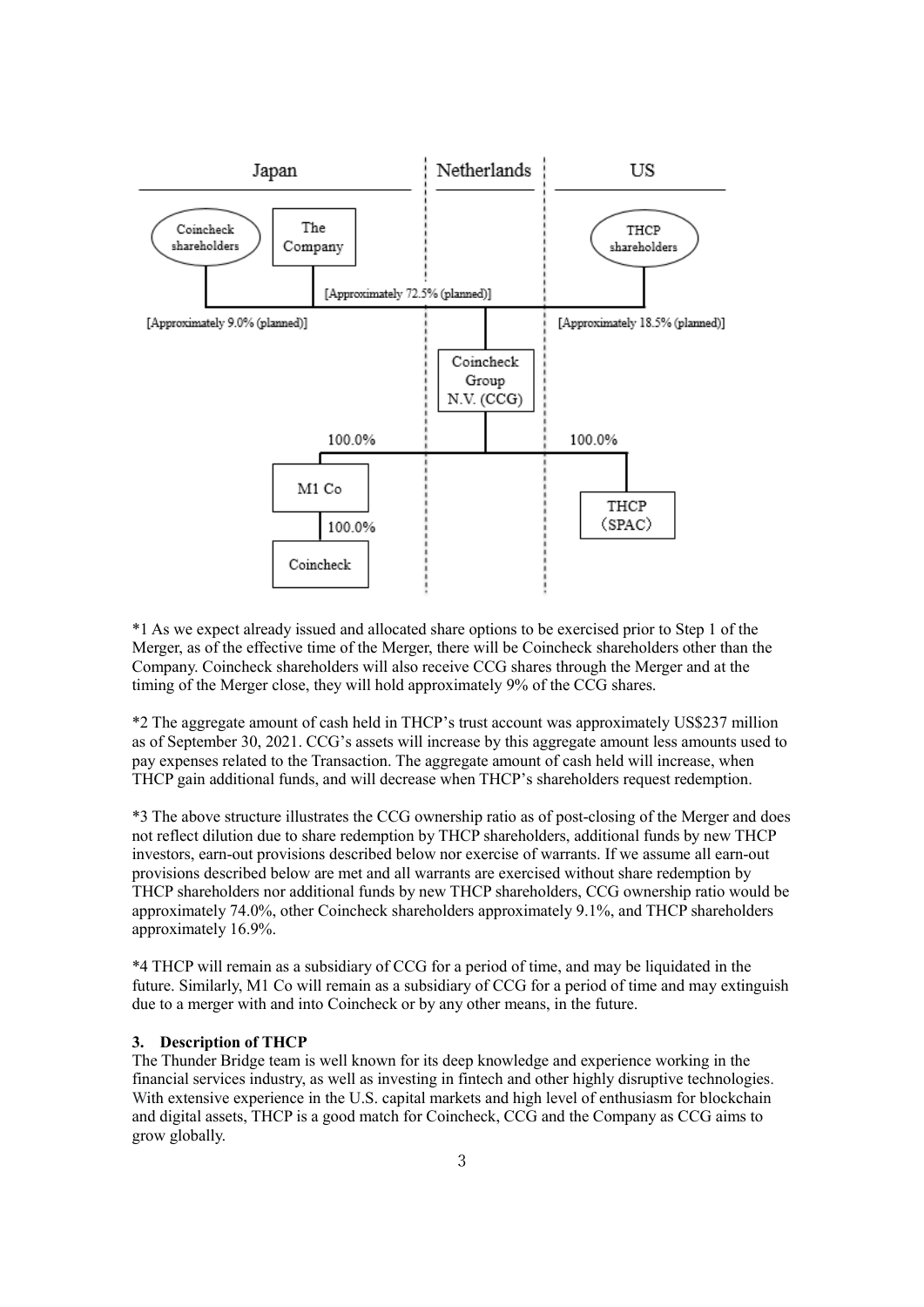Japan | Netherlands | US

Coincheck shareholders — The Company — [Approximately 72.5% (planned)] — THCP shareholders

[Approximately 9.0% (planned)] [Approximately 18.5% (planned)]

Coincheck Group N.V. (CCG)

100.0% M1 Co — 100.0% Coincheck

100.0% THCP (SPAC)

*1 As we expect already issued and allocated share options to be exercised prior to Step 1 of the Merger, as of the effective time of the Merger, there will be Coincheck shareholders other than the Company. Coincheck shareholders will also receive CCG shares through the Merger and at the timing of the Merger close, they will hold approximately 9% of the CCG shares.

*2 The aggregate amount of cash held in THCP's trust account was approximately US$237 million as of September 30, 2021. CCG's assets will increase by this aggregate amount less amounts used to pay expenses related to the Transaction. The aggregate amount of cash held will increase, when THCP gain additional funds, and will decrease when THCP's shareholders request redemption.

*3 The above structure illustrates the CCG ownership ratio as of post-closing of the Merger and does not reflect dilution due to share redemption by THCP shareholders, additional funds by new THCP investors, earn-out provisions described below nor exercise of warrants. If we assume all earn-out provisions described below are met and all warrants are exercised without share redemption by THCP shareholders nor additional funds by new THCP shareholders, CCG ownership ratio would be approximately 74.0%, other Coincheck shareholders approximately 9.1%, and THCP shareholders approximately 16.9%.

*4 THCP will remain as a subsidiary of CCG for a period of time, and may be liquidated in the future. Similarly, M1 Co will remain as a subsidiary of CCG for a period of time and may extinguish due to a merger with and into Coincheck or by any other means, in the future.

### 3. Description of THCP

The Thunder Bridge team is well known for its deep knowledge and experience working in the financial services industry, as well as investing in fintech and other highly disruptive technologies. With extensive experience in the U.S. capital markets and high level of enthusiasm for blockchain and digital assets, THCP is a good match for Coincheck, CCG and the Company as CCG aims to grow globally.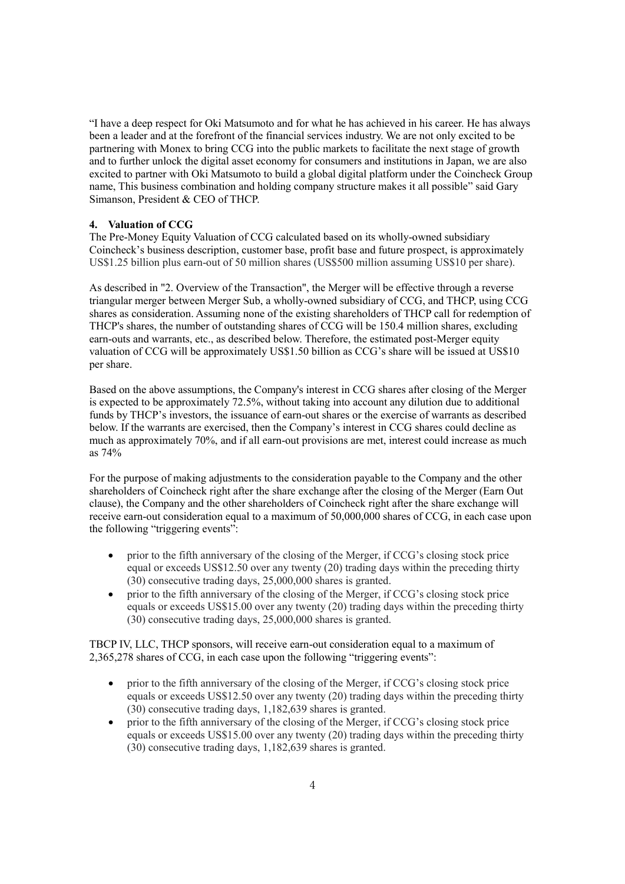"I have a deep respect for Oki Matsumoto and for what he has achieved in his career. He has always been a leader and at the forefront of the financial services industry. We are not only excited to be partnering with Monex to bring CCG into the public markets to facilitate the next stage of growth and to further unlock the digital asset economy for consumers and institutions in Japan, we are also excited to partner with Oki Matsumoto to build a global digital platform under the Coincheck Group name, This business combination and holding company structure makes it all possible" said Gary Simanson, President & CEO of THCP.

**4. Valuation of CCG**

The Pre-Money Equity Valuation of CCG calculated based on its wholly-owned subsidiary Coincheck's business description, customer base, profit base and future prospect, is approximately US$1.25 billion plus earn-out of 50 million shares (US$500 million assuming US$10 per share).

As described in "2. Overview of the Transaction", the Merger will be effective through a reverse triangular merger between Merger Sub, a wholly-owned subsidiary of CCG, and THCP, using CCG shares as consideration. Assuming none of the existing shareholders of THCP call for redemption of THCP's shares, the number of outstanding shares of CCG will be 150.4 million shares, excluding earn-outs and warrants, etc., as described below. Therefore, the estimated post-Merger equity valuation of CCG will be approximately US$1.50 billion as CCG's share will be issued at US$10 per share.

Based on the above assumptions, the Company's interest in CCG shares after closing of the Merger is expected to be approximately 72.5%, without taking into account any dilution due to additional funds by THCP's investors, the issuance of earn-out shares or the exercise of warrants as described below. If the warrants are exercised, then the Company's interest in CCG shares could decline as much as approximately 70%, and if all earn-out provisions are met, interest could increase as much as 74%

For the purpose of making adjustments to the consideration payable to the Company and the other shareholders of Coincheck right after the share exchange after the closing of the Merger (Earn Out clause), the Company and the other shareholders of Coincheck right after the share exchange will receive earn-out consideration equal to a maximum of 50,000,000 shares of CCG, in each case upon the following "triggering events":

- prior to the fifth anniversary of the closing of the Merger, if CCG's closing stock price equal or exceeds US$12.50 over any twenty (20) trading days within the preceding thirty (30) consecutive trading days, 25,000,000 shares is granted.
- prior to the fifth anniversary of the closing of the Merger, if CCG's closing stock price equals or exceeds US$15.00 over any twenty (20) trading days within the preceding thirty (30) consecutive trading days, 25,000,000 shares is granted.

TBCP IV, LLC, THCP sponsors, will receive earn-out consideration equal to a maximum of 2,365,278 shares of CCG, in each case upon the following "triggering events":

- prior to the fifth anniversary of the closing of the Merger, if CCG's closing stock price equals or exceeds US$12.50 over any twenty (20) trading days within the preceding thirty (30) consecutive trading days, 1,182,639 shares is granted.
- prior to the fifth anniversary of the closing of the Merger, if CCG's closing stock price equals or exceeds US$15.00 over any twenty (20) trading days within the preceding thirty (30) consecutive trading days, 1,182,639 shares is granted.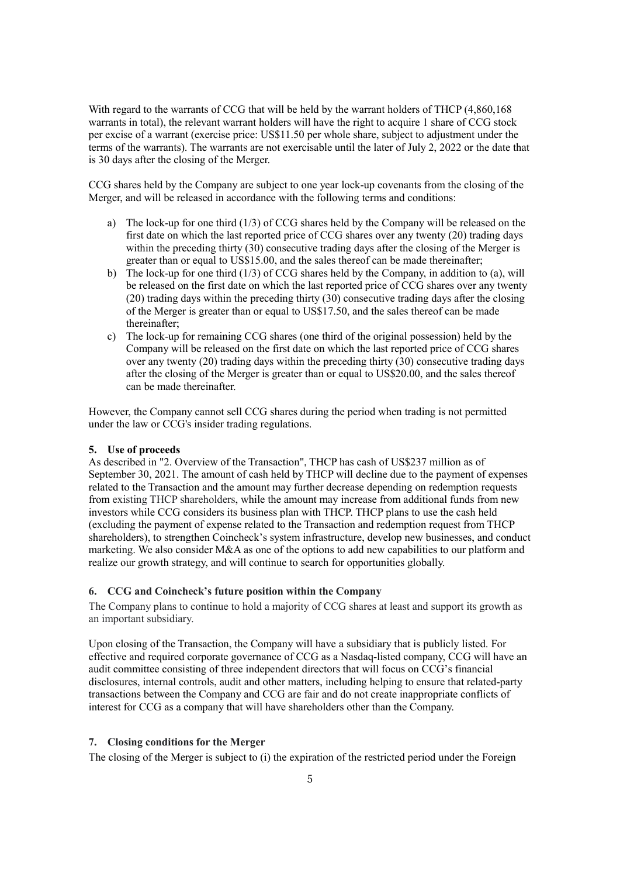With regard to the warrants of CCG that will be held by the warrant holders of THCP (4,860,168 warrants in total), the relevant warrant holders will have the right to acquire 1 share of CCG stock per excise of a warrant (exercise price: US$11.50 per whole share, subject to adjustment under the terms of the warrants). The warrants are not exercisable until the later of July 2, 2022 or the date that is 30 days after the closing of the Merger.

CCG shares held by the Company are subject to one year lock-up covenants from the closing of the Merger, and will be released in accordance with the following terms and conditions:

a) The lock-up for one third (1/3) of CCG shares held by the Company will be released on the first date on which the last reported price of CCG shares over any twenty (20) trading days within the preceding thirty (30) consecutive trading days after the closing of the Merger is greater than or equal to US$15.00, and the sales thereof can be made thereinafter;
b) The lock-up for one third (1/3) of CCG shares held by the Company, in addition to (a), will be released on the first date on which the last reported price of CCG shares over any twenty (20) trading days within the preceding thirty (30) consecutive trading days after the closing of the Merger is greater than or equal to US$17.50, and the sales thereof can be made thereinafter;
c) The lock-up for remaining CCG shares (one third of the original possession) held by the Company will be released on the first date on which the last reported price of CCG shares over any twenty (20) trading days within the preceding thirty (30) consecutive trading days after the closing of the Merger is greater than or equal to US$20.00, and the sales thereof can be made thereinafter.

However, the Company cannot sell CCG shares during the period when trading is not permitted under the law or CCG's insider trading regulations.

**5. Use of proceeds**

As described in "2. Overview of the Transaction", THCP has cash of US$237 million as of September 30, 2021. The amount of cash held by THCP will decline due to the payment of expenses related to the Transaction and the amount may further decrease depending on redemption requests from existing THCP shareholders, while the amount may increase from additional funds from new investors while CCG considers its business plan with THCP. THCP plans to use the cash held (excluding the payment of expense related to the Transaction and redemption request from THCP shareholders), to strengthen Coincheck's system infrastructure, develop new businesses, and conduct marketing. We also consider M&A as one of the options to add new capabilities to our platform and realize our growth strategy, and will continue to search for opportunities globally.

**6. CCG and Coincheck's future position within the Company**

The Company plans to continue to hold a majority of CCG shares at least and support its growth as an important subsidiary.

Upon closing of the Transaction, the Company will have a subsidiary that is publicly listed. For effective and required corporate governance of CCG as a Nasdaq-listed company, CCG will have an audit committee consisting of three independent directors that will focus on CCG's financial disclosures, internal controls, audit and other matters, including helping to ensure that related-party transactions between the Company and CCG are fair and do not create inappropriate conflicts of interest for CCG as a company that will have shareholders other than the Company.

**7. Closing conditions for the Merger**

The closing of the Merger is subject to (i) the expiration of the restricted period under the Foreign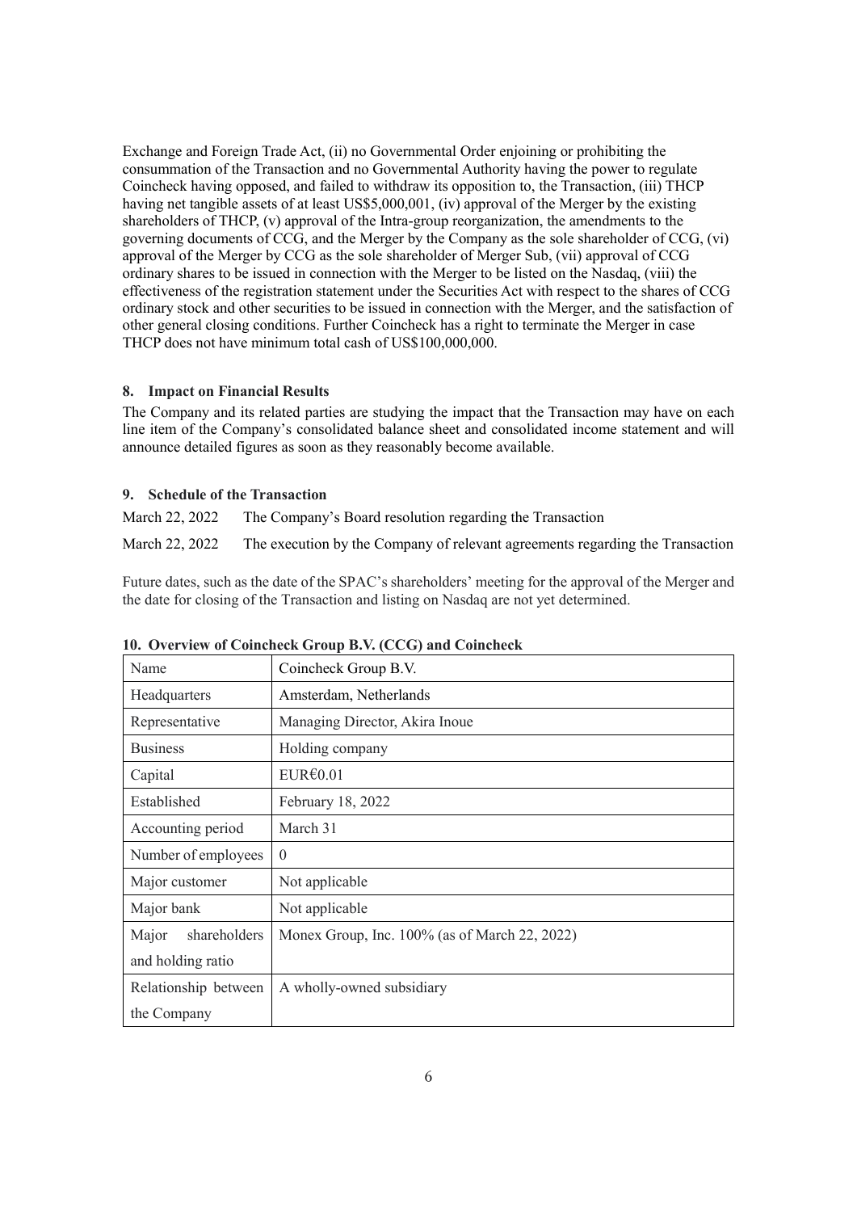Exchange and Foreign Trade Act, (ii) no Governmental Order enjoining or prohibiting the consummation of the Transaction and no Governmental Authority having the power to regulate Coincheck having opposed, and failed to withdraw its opposition to, the Transaction, (iii) THCP having net tangible assets of at least US$5,000,001, (iv) approval of the Merger by the existing shareholders of THCP, (v) approval of the Intra-group reorganization, the amendments to the governing documents of CCG, and the Merger by the Company as the sole shareholder of CCG, (vi) approval of the Merger by CCG as the sole shareholder of Merger Sub, (vii) approval of CCG ordinary shares to be issued in connection with the Merger to be listed on the Nasdaq, (viii) the effectiveness of the registration statement under the Securities Act with respect to the shares of CCG ordinary stock and other securities to be issued in connection with the Merger, and the satisfaction of other general closing conditions. Further Coincheck has a right to terminate the Merger in case THCP does not have minimum total cash of US$100,000,000.

### 8. Impact on Financial Results

The Company and its related parties are studying the impact that the Transaction may have on each line item of the Company's consolidated balance sheet and consolidated income statement and will announce detailed figures as soon as they reasonably become available.

### 9. Schedule of the Transaction

March 22, 2022 The Company's Board resolution regarding the Transaction

March 22, 2022 The execution by the Company of relevant agreements regarding the Transaction

Future dates, such as the date of the SPAC's shareholders' meeting for the approval of the Merger and the date for closing of the Transaction and listing on Nasdaq are not yet determined.

### 10. Overview of Coincheck Group B.V. (CCG) and Coincheck

| Name | Coincheck Group B.V. |
|---|---|
| Headquarters | Amsterdam, Netherlands |
| Representative | Managing Director, Akira Inoue |
| Business | Holding company |
| Capital | EUR€0.01 |
| Established | February 18, 2022 |
| Accounting period | March 31 |
| Number of employees | 0 |
| Major customer | Not applicable |
| Major bank | Not applicable |
| Major shareholders and holding ratio | Monex Group, Inc. 100% (as of March 22, 2022) |
| Relationship between the Company | A wholly-owned subsidiary |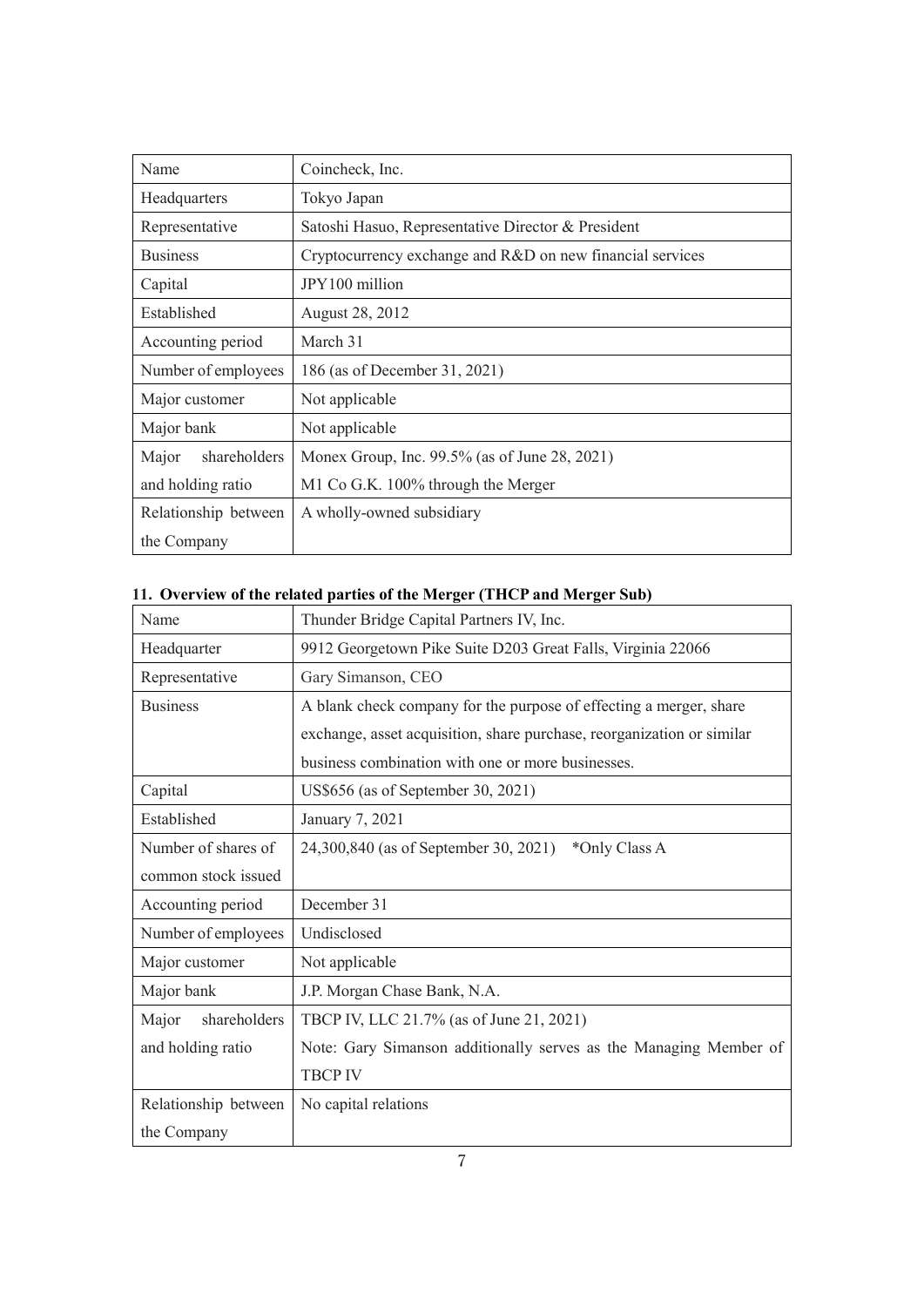| Name | Coincheck, Inc. |
| --- | --- |
| Headquarters | Tokyo Japan |
| Representative | Satoshi Hasuo, Representative Director & President |
| Business | Cryptocurrency exchange and R&D on new financial services |
| Capital | JPY100 million |
| Established | August 28, 2012 |
| Accounting period | March 31 |
| Number of employees | 186 (as of December 31, 2021) |
| Major customer | Not applicable |
| Major bank | Not applicable |
| Major shareholders and holding ratio | Monex Group, Inc. 99.5% (as of June 28, 2021)<br>M1 Co G.K. 100% through the Merger |
| Relationship between the Company | A wholly-owned subsidiary |

**11. Overview of the related parties of the Merger (THCP and Merger Sub)**

| Name | Thunder Bridge Capital Partners IV, Inc. |
| --- | --- |
| Headquarter | 9912 Georgetown Pike Suite D203 Great Falls, Virginia 22066 |
| Representative | Gary Simanson, CEO |
| Business | A blank check company for the purpose of effecting a merger, share exchange, asset acquisition, share purchase, reorganization or similar business combination with one or more businesses. |
| Capital | US$656 (as of September 30, 2021) |
| Established | January 7, 2021 |
| Number of shares of common stock issued | 24,300,840 (as of September 30, 2021) *Only Class A |
| Accounting period | December 31 |
| Number of employees | Undisclosed |
| Major customer | Not applicable |
| Major bank | J.P. Morgan Chase Bank, N.A. |
| Major shareholders and holding ratio | TBCP IV, LLC 21.7% (as of June 21, 2021)<br>Note: Gary Simanson additionally serves as the Managing Member of TBCP IV |
| Relationship between the Company | No capital relations |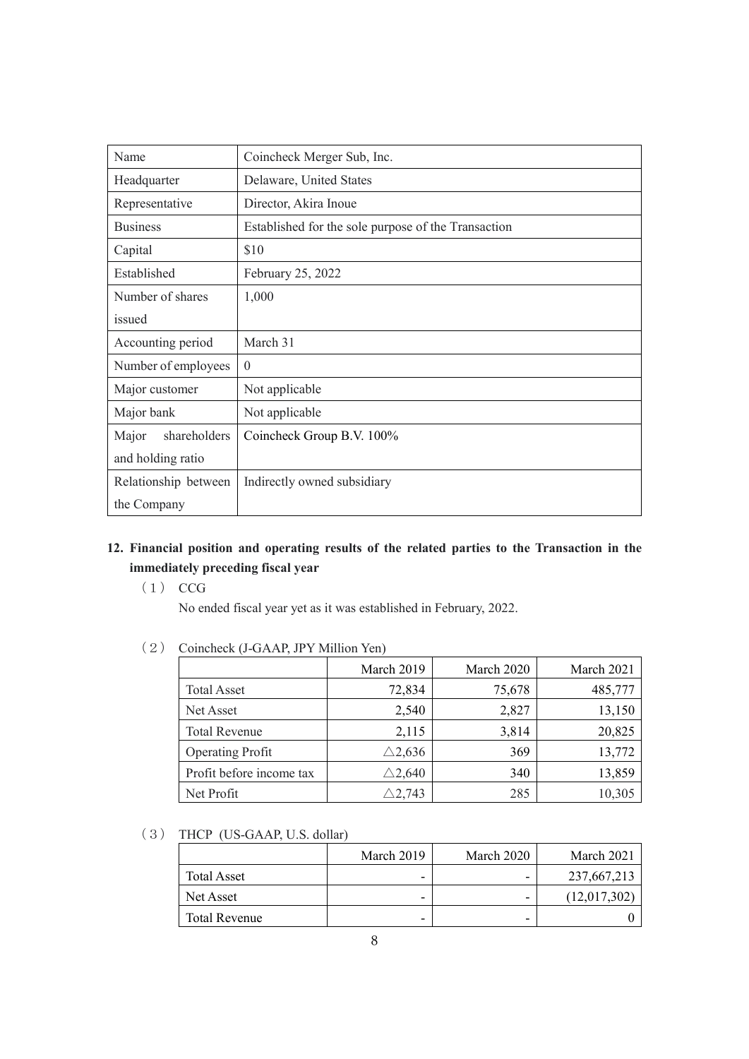| Name | Coincheck Merger Sub, Inc. |
|---|---|
| Headquarter | Delaware, United States |
| Representative | Director, Akira Inoue |
| Business | Established for the sole purpose of the Transaction |
| Capital | \$10 |
| Established | February 25, 2022 |
| Number of shares issued | 1,000 |
| Accounting period | March 31 |
| Number of employees | 0 |
| Major customer | Not applicable |
| Major bank | Not applicable |
| Major shareholders and holding ratio | Coincheck Group B.V. 100% |
| Relationship between the Company | Indirectly owned subsidiary |

**12. Financial position and operating results of the related parties to the Transaction in the immediately preceding fiscal year**

（1） CCG

No ended fiscal year yet as it was established in February, 2022.

（2） Coincheck (J-GAAP, JPY Million Yen)

| | March 2019 | March 2020 | March 2021 |
|---|---|---|---|
| Total Asset | 72,834 | 75,678 | 485,777 |
| Net Asset | 2,540 | 2,827 | 13,150 |
| Total Revenue | 2,115 | 3,814 | 20,825 |
| Operating Profit | △2,636 | 369 | 13,772 |
| Profit before income tax | △2,640 | 340 | 13,859 |
| Net Profit | △2,743 | 285 | 10,305 |

（3） THCP (US-GAAP, U.S. dollar)

| | March 2019 | March 2020 | March 2021 |
|---|---|---|---|
| Total Asset | - | - | 237,667,213 |
| Net Asset | - | - | (12,017,302) |
| Total Revenue | - | - | 0 |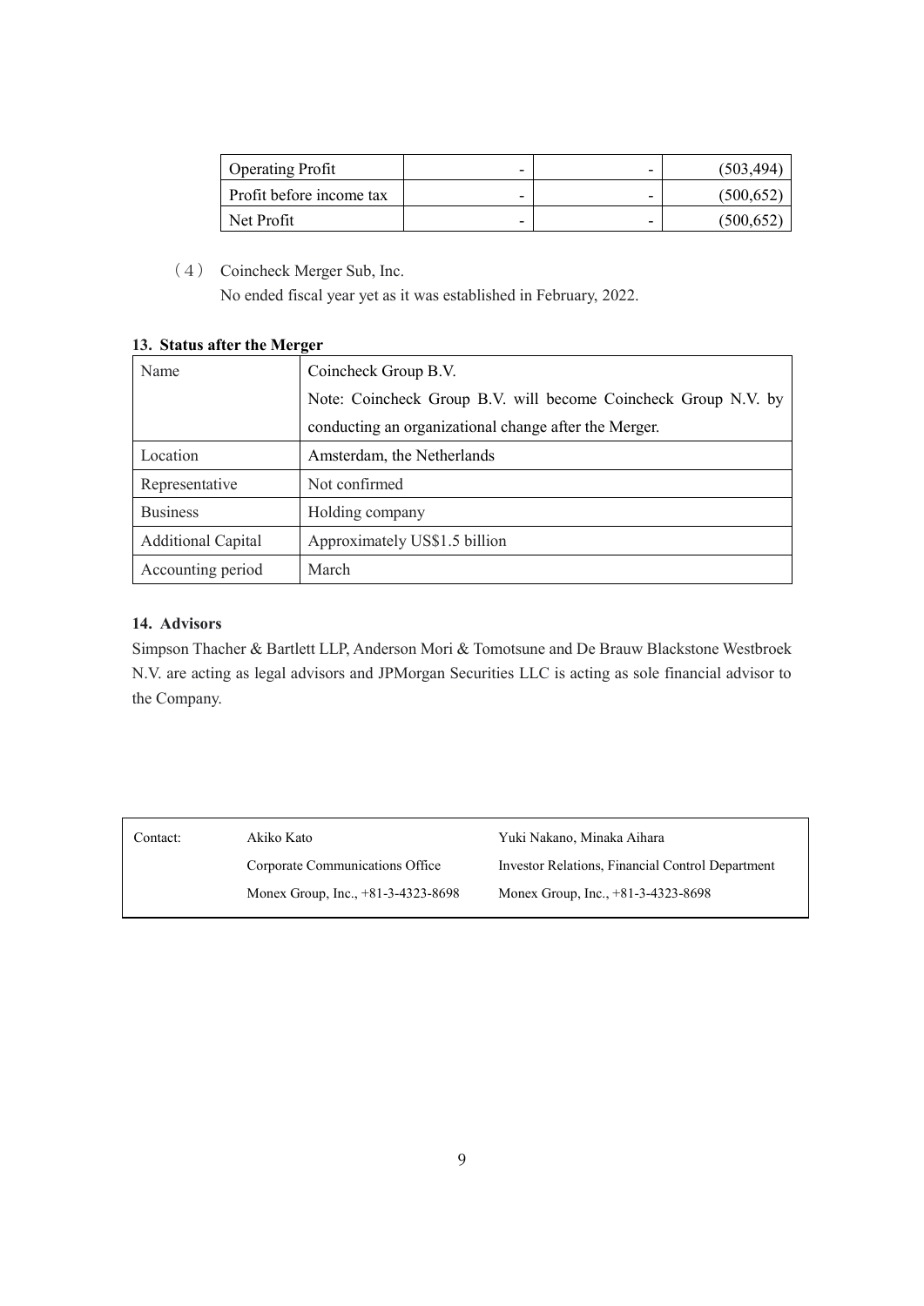| | | | |
|---|---|---|---|
| Operating Profit | - | - | (503,494) |
| Profit before income tax | - | - | (500,652) |
| Net Profit | - | - | (500,652) |

（4） Coincheck Merger Sub, Inc.

No ended fiscal year yet as it was established in February, 2022.

**13. Status after the Merger**

| | |
|---|---|
| Name | Coincheck Group B.V.<br>Note: Coincheck Group B.V. will become Coincheck Group N.V. by conducting an organizational change after the Merger. |
| Location | Amsterdam, the Netherlands |
| Representative | Not confirmed |
| Business | Holding company |
| Additional Capital | Approximately US$1.5 billion |
| Accounting period | March |

**14. Advisors**

Simpson Thacher & Bartlett LLP, Anderson Mori & Tomotsune and De Brauw Blackstone Westbroek N.V. are acting as legal advisors and JPMorgan Securities LLC is acting as sole financial advisor to the Company.

| | | |
|---|---|---|
| Contact: | Akiko Kato | Yuki Nakano, Minaka Aihara |
| | Corporate Communications Office | Investor Relations, Financial Control Department |
| | Monex Group, Inc., +81-3-4323-8698 | Monex Group, Inc., +81-3-4323-8698 |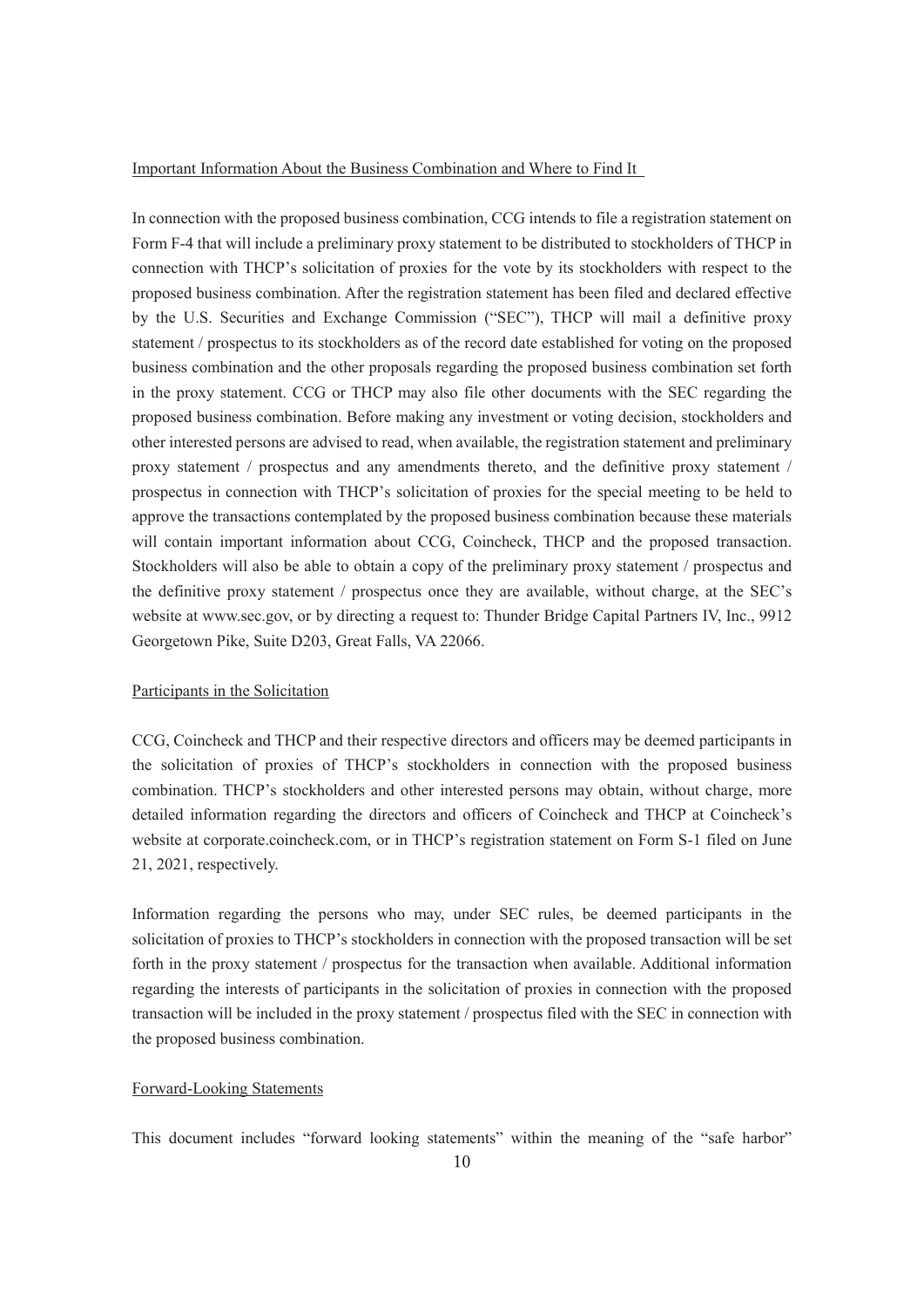## Important Information About the Business Combination and Where to Find It

In connection with the proposed business combination, CCG intends to file a registration statement on Form F-4 that will include a preliminary proxy statement to be distributed to stockholders of THCP in connection with THCP's solicitation of proxies for the vote by its stockholders with respect to the proposed business combination. After the registration statement has been filed and declared effective by the U.S. Securities and Exchange Commission ("SEC"), THCP will mail a definitive proxy statement / prospectus to its stockholders as of the record date established for voting on the proposed business combination and the other proposals regarding the proposed business combination set forth in the proxy statement. CCG or THCP may also file other documents with the SEC regarding the proposed business combination. Before making any investment or voting decision, stockholders and other interested persons are advised to read, when available, the registration statement and preliminary proxy statement / prospectus and any amendments thereto, and the definitive proxy statement / prospectus in connection with THCP's solicitation of proxies for the special meeting to be held to approve the transactions contemplated by the proposed business combination because these materials will contain important information about CCG, Coincheck, THCP and the proposed transaction. Stockholders will also be able to obtain a copy of the preliminary proxy statement / prospectus and the definitive proxy statement / prospectus once they are available, without charge, at the SEC's website at www.sec.gov, or by directing a request to: Thunder Bridge Capital Partners IV, Inc., 9912 Georgetown Pike, Suite D203, Great Falls, VA 22066.

## Participants in the Solicitation

CCG, Coincheck and THCP and their respective directors and officers may be deemed participants in the solicitation of proxies of THCP's stockholders in connection with the proposed business combination. THCP's stockholders and other interested persons may obtain, without charge, more detailed information regarding the directors and officers of Coincheck and THCP at Coincheck's website at corporate.coincheck.com, or in THCP's registration statement on Form S-1 filed on June 21, 2021, respectively.

Information regarding the persons who may, under SEC rules, be deemed participants in the solicitation of proxies to THCP's stockholders in connection with the proposed transaction will be set forth in the proxy statement / prospectus for the transaction when available. Additional information regarding the interests of participants in the solicitation of proxies in connection with the proposed transaction will be included in the proxy statement / prospectus filed with the SEC in connection with the proposed business combination.

## Forward-Looking Statements

This document includes "forward looking statements" within the meaning of the "safe harbor"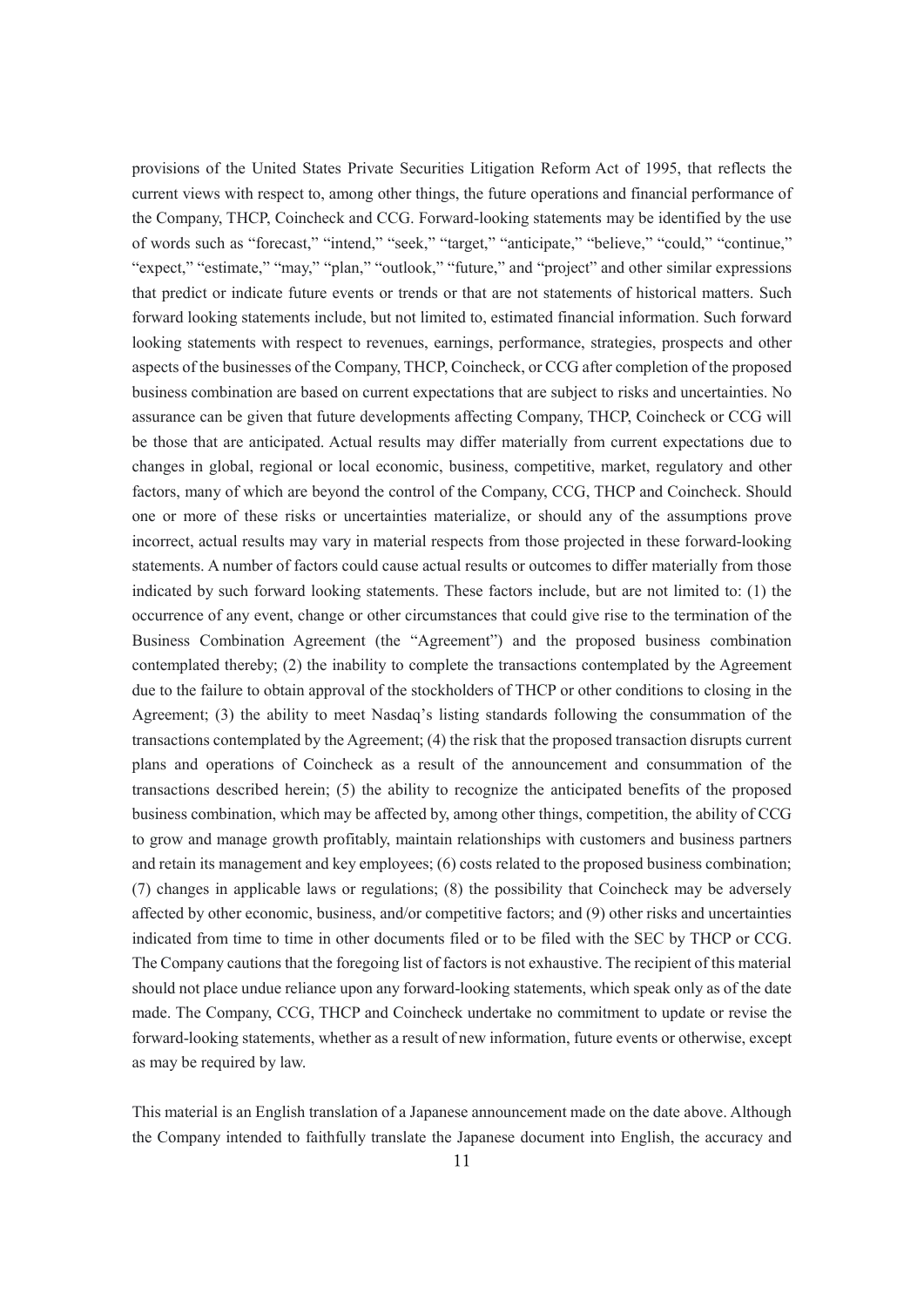provisions of the United States Private Securities Litigation Reform Act of 1995, that reflects the current views with respect to, among other things, the future operations and financial performance of the Company, THCP, Coincheck and CCG. Forward-looking statements may be identified by the use of words such as "forecast," "intend," "seek," "target," "anticipate," "believe," "could," "continue," "expect," "estimate," "may," "plan," "outlook," "future," and "project" and other similar expressions that predict or indicate future events or trends or that are not statements of historical matters. Such forward looking statements include, but not limited to, estimated financial information. Such forward looking statements with respect to revenues, earnings, performance, strategies, prospects and other aspects of the businesses of the Company, THCP, Coincheck, or CCG after completion of the proposed business combination are based on current expectations that are subject to risks and uncertainties. No assurance can be given that future developments affecting Company, THCP, Coincheck or CCG will be those that are anticipated. Actual results may differ materially from current expectations due to changes in global, regional or local economic, business, competitive, market, regulatory and other factors, many of which are beyond the control of the Company, CCG, THCP and Coincheck. Should one or more of these risks or uncertainties materialize, or should any of the assumptions prove incorrect, actual results may vary in material respects from those projected in these forward-looking statements. A number of factors could cause actual results or outcomes to differ materially from those indicated by such forward looking statements. These factors include, but are not limited to: (1) the occurrence of any event, change or other circumstances that could give rise to the termination of the Business Combination Agreement (the "Agreement") and the proposed business combination contemplated thereby; (2) the inability to complete the transactions contemplated by the Agreement due to the failure to obtain approval of the stockholders of THCP or other conditions to closing in the Agreement; (3) the ability to meet Nasdaq's listing standards following the consummation of the transactions contemplated by the Agreement; (4) the risk that the proposed transaction disrupts current plans and operations of Coincheck as a result of the announcement and consummation of the transactions described herein; (5) the ability to recognize the anticipated benefits of the proposed business combination, which may be affected by, among other things, competition, the ability of CCG to grow and manage growth profitably, maintain relationships with customers and business partners and retain its management and key employees; (6) costs related to the proposed business combination; (7) changes in applicable laws or regulations; (8) the possibility that Coincheck may be adversely affected by other economic, business, and/or competitive factors; and (9) other risks and uncertainties indicated from time to time in other documents filed or to be filed with the SEC by THCP or CCG. The Company cautions that the foregoing list of factors is not exhaustive. The recipient of this material should not place undue reliance upon any forward-looking statements, which speak only as of the date made. The Company, CCG, THCP and Coincheck undertake no commitment to update or revise the forward-looking statements, whether as a result of new information, future events or otherwise, except as may be required by law.

This material is an English translation of a Japanese announcement made on the date above. Although the Company intended to faithfully translate the Japanese document into English, the accuracy and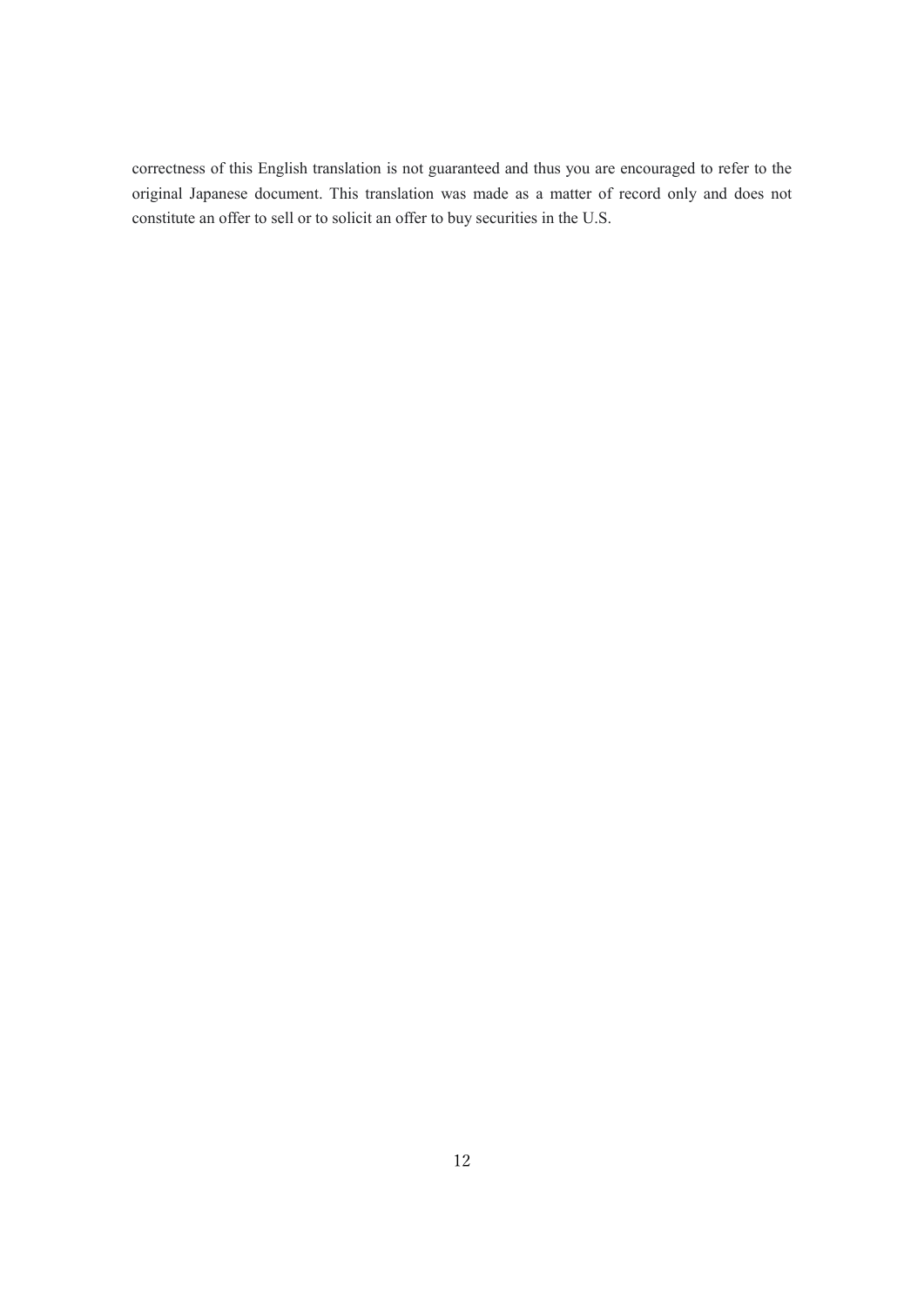correctness of this English translation is not guaranteed and thus you are encouraged to refer to the original Japanese document. This translation was made as a matter of record only and does not constitute an offer to sell or to solicit an offer to buy securities in the U.S.